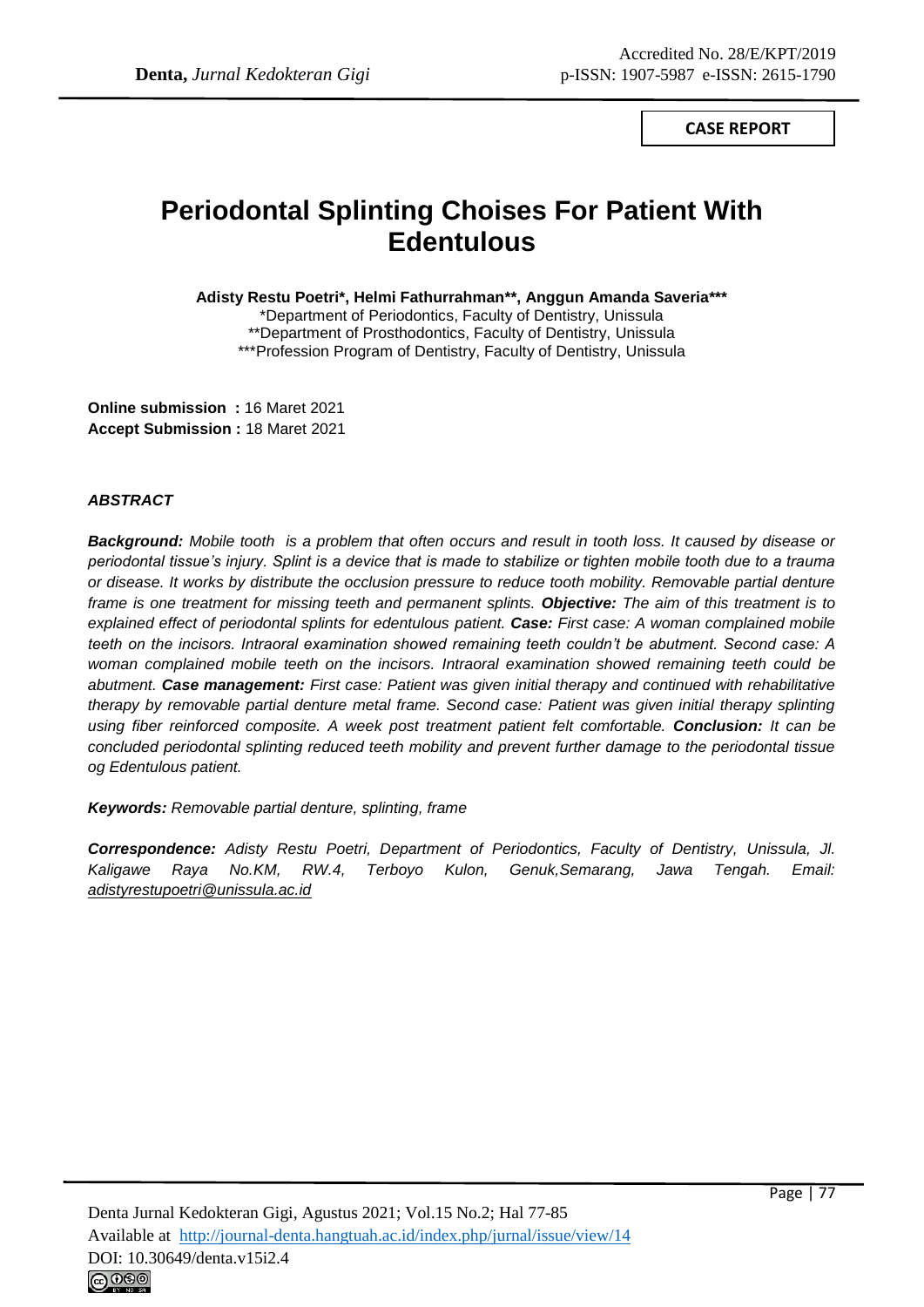**CASE REPORT**

# Periodontal Splinting Choises For Patient With Edentulous

**Adisty Restu Poetri*, Helmi Fathurrahman**, Anggun Amanda Saveria*****

*Department of Periodontics, Faculty of Dentistry, Unissula
**Department of Prosthodontics, Faculty of Dentistry, Unissula
***Profession Program of Dentistry, Faculty of Dentistry, Unissula

**Online submission :** 16 Maret 2021
**Accept Submission :** 18 Maret 2021

***ABSTRACT***

***Background:*** *Mobile tooth is a problem that often occurs and result in tooth loss. It caused by disease or periodontal tissue's injury. Splint is a device that is made to stabilize or tighten mobile tooth due to a trauma or disease. It works by distribute the occlusion pressure to reduce tooth mobility. Removable partial denture frame is one treatment for missing teeth and permanent splints.* ***Objective:*** *The aim of this treatment is to explained effect of periodontal splints for edentulous patient.* ***Case:*** *First case: A woman complained mobile teeth on the incisors. Intraoral examination showed remaining teeth couldn't be abutment. Second case: A woman complained mobile teeth on the incisors. Intraoral examination showed remaining teeth could be abutment.* ***Case management:*** *First case: Patient was given initial therapy and continued with rehabilitative therapy by removable partial denture metal frame. Second case: Patient was given initial therapy splinting using fiber reinforced composite. A week post treatment patient felt comfortable.* ***Conclusion:*** *It can be concluded periodontal splinting reduced teeth mobility and prevent further damage to the periodontal tissue og Edentulous patient.*

***Keywords:*** *Removable partial denture, splinting, frame*

***Correspondence:*** *Adisty Restu Poetri, Department of Periodontics, Faculty of Dentistry, Unissula, Jl. Kaligawe Raya No.KM, RW.4, Terboyo Kulon, Genuk,Semarang, Jawa Tengah. Email: adistyrestupoetri@unissula.ac.id*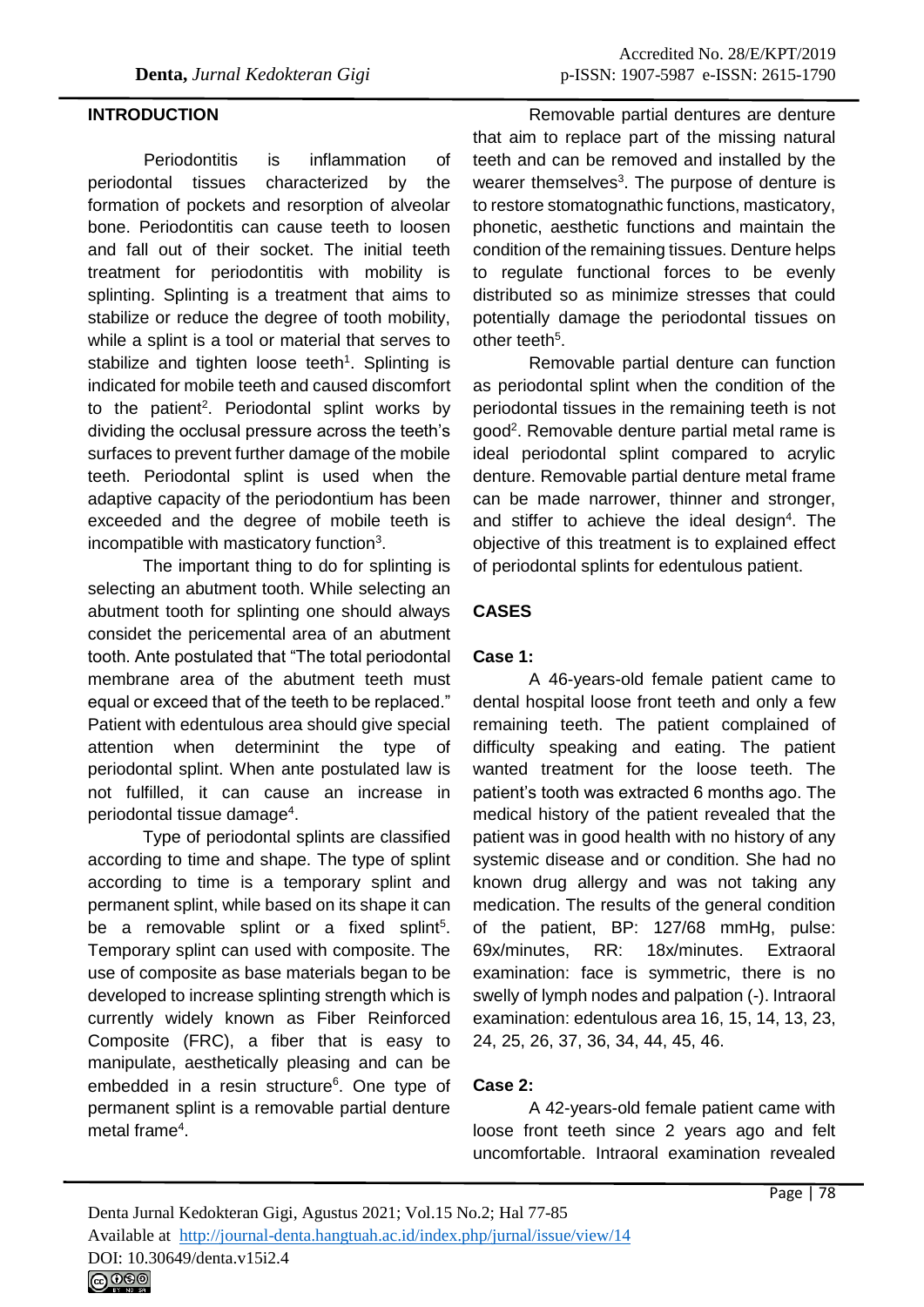## INTRODUCTION

Periodontitis is inflammation of periodontal tissues characterized by the formation of pockets and resorption of alveolar bone. Periodontitis can cause teeth to loosen and fall out of their socket. The initial teeth treatment for periodontitis with mobility is splinting. Splinting is a treatment that aims to stabilize or reduce the degree of tooth mobility, while a splint is a tool or material that serves to stabilize and tighten loose teeth[1]. Splinting is indicated for mobile teeth and caused discomfort to the patient[2]. Periodontal splint works by dividing the occlusal pressure across the teeth's surfaces to prevent further damage of the mobile teeth. Periodontal splint is used when the adaptive capacity of the periodontium has been exceeded and the degree of mobile teeth is incompatible with masticatory function[3].

The important thing to do for splinting is selecting an abutment tooth. While selecting an abutment tooth for splinting one should always considet the pericemental area of an abutment tooth. Ante postulated that "The total periodontal membrane area of the abutment teeth must equal or exceed that of the teeth to be replaced." Patient with edentulous area should give special attention when determinint the type of periodontal splint. When ante postulated law is not fulfilled, it can cause an increase in periodontal tissue damage[4].

Type of periodontal splints are classified according to time and shape. The type of splint according to time is a temporary splint and permanent splint, while based on its shape it can be a removable splint or a fixed splint[5]. Temporary splint can used with composite. The use of composite as base materials began to be developed to increase splinting strength which is currently widely known as Fiber Reinforced Composite (FRC), a fiber that is easy to manipulate, aesthetically pleasing and can be embedded in a resin structure[6]. One type of permanent splint is a removable partial denture metal frame[4].

Removable partial dentures are denture that aim to replace part of the missing natural teeth and can be removed and installed by the wearer themselves[3]. The purpose of denture is to restore stomatognathic functions, masticatory, phonetic, aesthetic functions and maintain the condition of the remaining tissues. Denture helps to regulate functional forces to be evenly distributed so as minimize stresses that could potentially damage the periodontal tissues on other teeth[5].

Removable partial denture can function as periodontal splint when the condition of the periodontal tissues in the remaining teeth is not good[2]. Removable denture partial metal rame is ideal periodontal splint compared to acrylic denture. Removable partial denture metal frame can be made narrower, thinner and stronger, and stiffer to achieve the ideal design[4]. The objective of this treatment is to explained effect of periodontal splints for edentulous patient.

## CASES

### Case 1:

A 46-years-old female patient came to dental hospital loose front teeth and only a few remaining teeth. The patient complained of difficulty speaking and eating. The patient wanted treatment for the loose teeth. The patient's tooth was extracted 6 months ago. The medical history of the patient revealed that the patient was in good health with no history of any systemic disease and or condition. She had no known drug allergy and was not taking any medication. The results of the general condition of the patient, BP: 127/68 mmHg, pulse: 69x/minutes, RR: 18x/minutes. Extraoral examination: face is symmetric, there is no swelly of lymph nodes and palpation (-). Intraoral examination: edentulous area 16, 15, 14, 13, 23, 24, 25, 26, 37, 36, 34, 44, 45, 46.

### Case 2:

A 42-years-old female patient came with loose front teeth since 2 years ago and felt uncomfortable. Intraoral examination revealed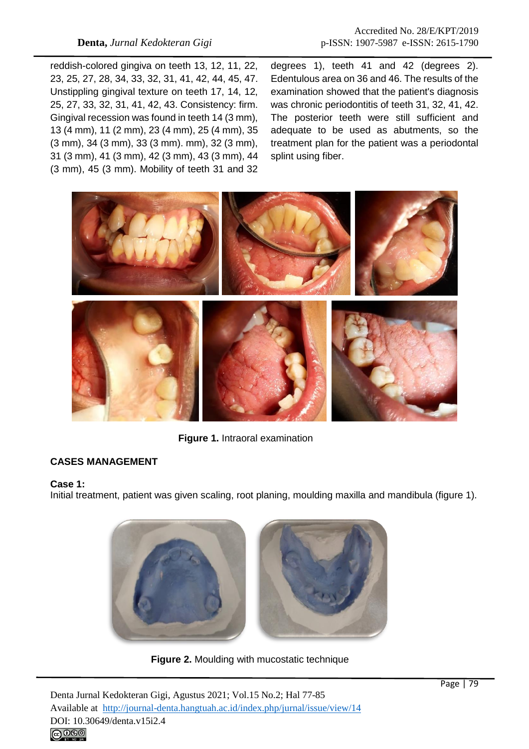reddish-colored gingiva on teeth 13, 12, 11, 22, 23, 25, 27, 28, 34, 33, 32, 31, 41, 42, 44, 45, 47. Unstippling gingival texture on teeth 17, 14, 12, 25, 27, 33, 32, 31, 41, 42, 43. Consistency: firm. Gingival recession was found in teeth 14 (3 mm), 13 (4 mm), 11 (2 mm), 23 (4 mm), 25 (4 mm), 35 (3 mm), 34 (3 mm), 33 (3 mm). mm), 32 (3 mm), 31 (3 mm), 41 (3 mm), 42 (3 mm), 43 (3 mm), 44 (3 mm), 45 (3 mm). Mobility of teeth 31 and 32 degrees 1), teeth 41 and 42 (degrees 2). Edentulous area on 36 and 46. The results of the examination showed that the patient's diagnosis was chronic periodontitis of teeth 31, 32, 41, 42. The posterior teeth were still sufficient and adequate to be used as abutments, so the treatment plan for the patient was a periodontal splint using fiber.

**Figure 1.** Intraoral examination

## CASES MANAGEMENT

**Case 1:**

Initial treatment, patient was given scaling, root planing, moulding maxilla and mandibula (figure 1).

**Figure 2.** Moulding with mucostatic technique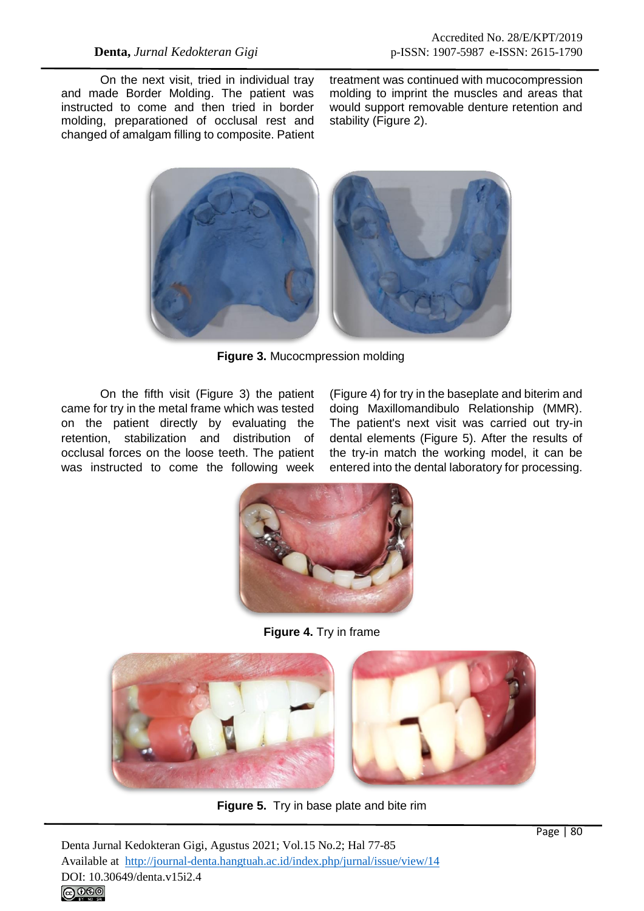On the next visit, tried in individual tray and made Border Molding. The patient was instructed to come and then tried in border molding, preparationed of occlusal rest and changed of amalgam filling to composite. Patient treatment was continued with mucocompression molding to imprint the muscles and areas that would support removable denture retention and stability (Figure 2).

**Figure 3.** Mucocmpression molding

On the fifth visit (Figure 3) the patient came for try in the metal frame which was tested on the patient directly by evaluating the retention, stabilization and distribution of occlusal forces on the loose teeth. The patient was instructed to come the following week (Figure 4) for try in the baseplate and biterim and doing Maxillomandibulo Relationship (MMR). The patient's next visit was carried out try-in dental elements (Figure 5). After the results of the try-in match the working model, it can be entered into the dental laboratory for processing.

**Figure 4.** Try in frame

**Figure 5.** Try in base plate and bite rim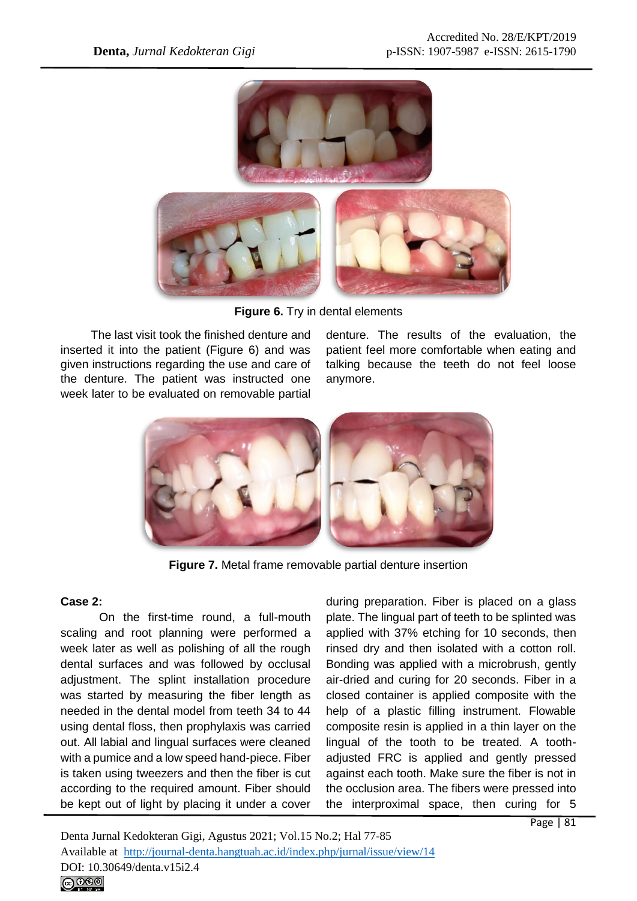Figure 6. Try in dental elements

The last visit took the finished denture and inserted it into the patient (Figure 6) and was given instructions regarding the use and care of the denture. The patient was instructed one week later to be evaluated on removable partial denture. The results of the evaluation, the patient feel more comfortable when eating and talking because the teeth do not feel loose anymore.

Figure 7. Metal frame removable partial denture insertion

**Case 2:**

On the first-time round, a full-mouth scaling and root planning were performed a week later as well as polishing of all the rough dental surfaces and was followed by occlusal adjustment. The splint installation procedure was started by measuring the fiber length as needed in the dental model from teeth 34 to 44 using dental floss, then prophylaxis was carried out. All labial and lingual surfaces were cleaned with a pumice and a low speed hand-piece. Fiber is taken using tweezers and then the fiber is cut according to the required amount. Fiber should be kept out of light by placing it under a cover during preparation. Fiber is placed on a glass plate. The lingual part of teeth to be splinted was applied with 37% etching for 10 seconds, then rinsed dry and then isolated with a cotton roll. Bonding was applied with a microbrush, gently air-dried and curing for 20 seconds. Fiber in a closed container is applied composite with the help of a plastic filling instrument. Flowable composite resin is applied in a thin layer on the lingual of the tooth to be treated. A tooth-adjusted FRC is applied and gently pressed against each tooth. Make sure the fiber is not in the occlusion area. The fibers were pressed into the interproximal space, then curing for 5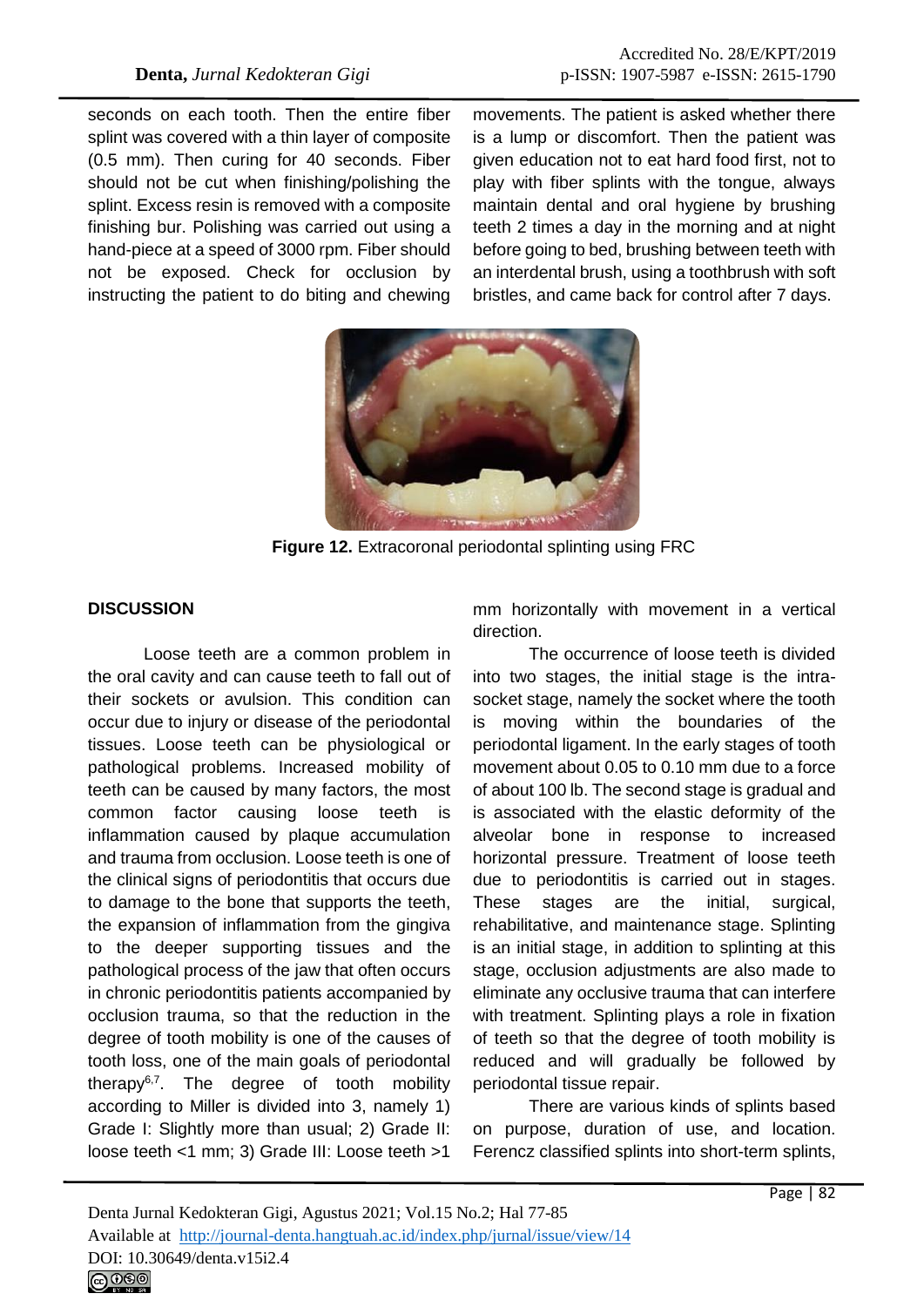seconds on each tooth. Then the entire fiber splint was covered with a thin layer of composite (0.5 mm). Then curing for 40 seconds. Fiber should not be cut when finishing/polishing the splint. Excess resin is removed with a composite finishing bur. Polishing was carried out using a hand-piece at a speed of 3000 rpm. Fiber should not be exposed. Check for occlusion by instructing the patient to do biting and chewing movements. The patient is asked whether there is a lump or discomfort. Then the patient was given education not to eat hard food first, not to play with fiber splints with the tongue, always maintain dental and oral hygiene by brushing teeth 2 times a day in the morning and at night before going to bed, brushing between teeth with an interdental brush, using a toothbrush with soft bristles, and came back for control after 7 days.

**Figure 12.** Extracoronal periodontal splinting using FRC

## DISCUSSION

Loose teeth are a common problem in the oral cavity and can cause teeth to fall out of their sockets or avulsion. This condition can occur due to injury or disease of the periodontal tissues. Loose teeth can be physiological or pathological problems. Increased mobility of teeth can be caused by many factors, the most common factor causing loose teeth is inflammation caused by plaque accumulation and trauma from occlusion. Loose teeth is one of the clinical signs of periodontitis that occurs due to damage to the bone that supports the teeth, the expansion of inflammation from the gingiva to the deeper supporting tissues and the pathological process of the jaw that often occurs in chronic periodontitis patients accompanied by occlusion trauma, so that the reduction in the degree of tooth mobility is one of the causes of tooth loss, one of the main goals of periodontal therapy[6,7]. The degree of tooth mobility according to Miller is divided into 3, namely 1) Grade I: Slightly more than usual; 2) Grade II: loose teeth <1 mm; 3) Grade III: Loose teeth >1 mm horizontally with movement in a vertical direction.

The occurrence of loose teeth is divided into two stages, the initial stage is the intra-socket stage, namely the socket where the tooth is moving within the boundaries of the periodontal ligament. In the early stages of tooth movement about 0.05 to 0.10 mm due to a force of about 100 lb. The second stage is gradual and is associated with the elastic deformity of the alveolar bone in response to increased horizontal pressure. Treatment of loose teeth due to periodontitis is carried out in stages. These stages are the initial, surgical, rehabilitative, and maintenance stage. Splinting is an initial stage, in addition to splinting at this stage, occlusion adjustments are also made to eliminate any occlusive trauma that can interfere with treatment. Splinting plays a role in fixation of teeth so that the degree of tooth mobility is reduced and will gradually be followed by periodontal tissue repair.

There are various kinds of splints based on purpose, duration of use, and location. Ferencz classified splints into short-term splints,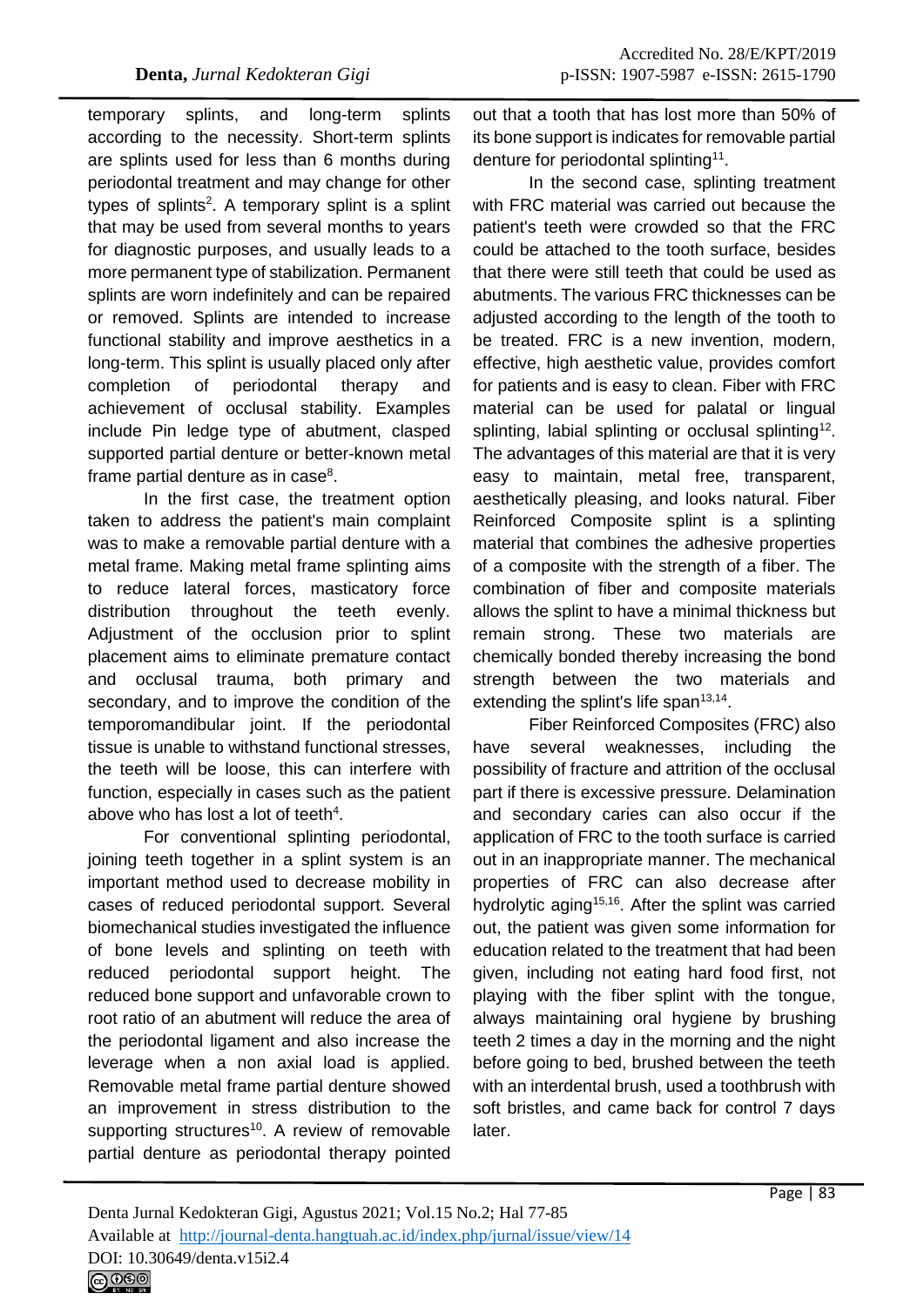temporary splints, and long-term splints according to the necessity. Short-term splints are splints used for less than 6 months during periodontal treatment and may change for other types of splints[2]. A temporary splint is a splint that may be used from several months to years for diagnostic purposes, and usually leads to a more permanent type of stabilization. Permanent splints are worn indefinitely and can be repaired or removed. Splints are intended to increase functional stability and improve aesthetics in a long-term. This splint is usually placed only after completion of periodontal therapy and achievement of occlusal stability. Examples include Pin ledge type of abutment, clasped supported partial denture or better-known metal frame partial denture as in case[8].

In the first case, the treatment option taken to address the patient's main complaint was to make a removable partial denture with a metal frame. Making metal frame splinting aims to reduce lateral forces, masticatory force distribution throughout the teeth evenly. Adjustment of the occlusion prior to splint placement aims to eliminate premature contact and occlusal trauma, both primary and secondary, and to improve the condition of the temporomandibular joint. If the periodontal tissue is unable to withstand functional stresses, the teeth will be loose, this can interfere with function, especially in cases such as the patient above who has lost a lot of teeth[4].

For conventional splinting periodontal, joining teeth together in a splint system is an important method used to decrease mobility in cases of reduced periodontal support. Several biomechanical studies investigated the influence of bone levels and splinting on teeth with reduced periodontal support height. The reduced bone support and unfavorable crown to root ratio of an abutment will reduce the area of the periodontal ligament and also increase the leverage when a non axial load is applied. Removable metal frame partial denture showed an improvement in stress distribution to the supporting structures[10]. A review of removable partial denture as periodontal therapy pointed out that a tooth that has lost more than 50% of its bone support is indicates for removable partial denture for periodontal splinting[11].

In the second case, splinting treatment with FRC material was carried out because the patient's teeth were crowded so that the FRC could be attached to the tooth surface, besides that there were still teeth that could be used as abutments. The various FRC thicknesses can be adjusted according to the length of the tooth to be treated. FRC is a new invention, modern, effective, high aesthetic value, provides comfort for patients and is easy to clean. Fiber with FRC material can be used for palatal or lingual splinting, labial splinting or occlusal splinting[12]. The advantages of this material are that it is very easy to maintain, metal free, transparent, aesthetically pleasing, and looks natural. Fiber Reinforced Composite splint is a splinting material that combines the adhesive properties of a composite with the strength of a fiber. The combination of fiber and composite materials allows the splint to have a minimal thickness but remain strong. These two materials are chemically bonded thereby increasing the bond strength between the two materials and extending the splint's life span[13,14].

Fiber Reinforced Composites (FRC) also have several weaknesses, including the possibility of fracture and attrition of the occlusal part if there is excessive pressure. Delamination and secondary caries can also occur if the application of FRC to the tooth surface is carried out in an inappropriate manner. The mechanical properties of FRC can also decrease after hydrolytic aging[15,16]. After the splint was carried out, the patient was given some information for education related to the treatment that had been given, including not eating hard food first, not playing with the fiber splint with the tongue, always maintaining oral hygiene by brushing teeth 2 times a day in the morning and the night before going to bed, brushed between the teeth with an interdental brush, used a toothbrush with soft bristles, and came back for control 7 days later.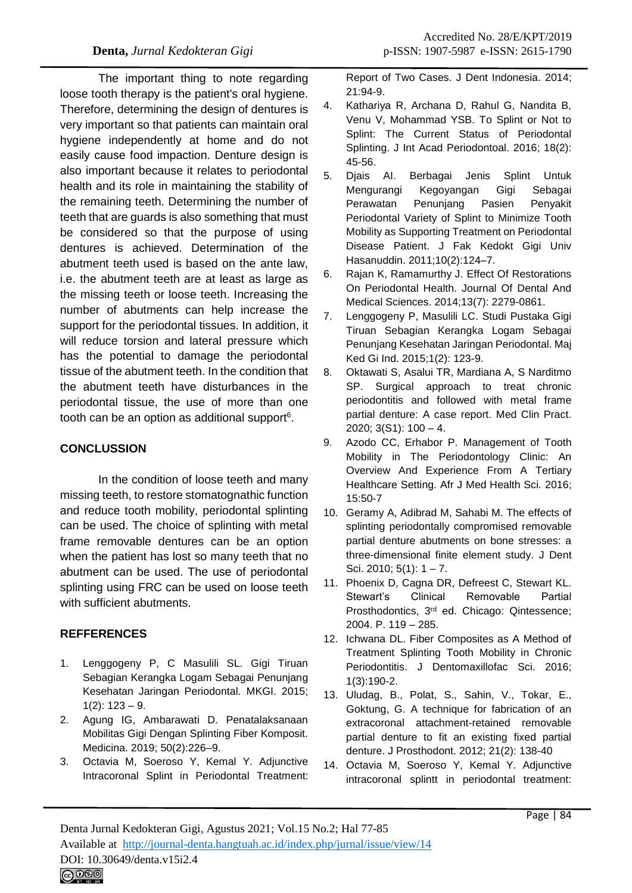The important thing to note regarding loose tooth therapy is the patient's oral hygiene. Therefore, determining the design of dentures is very important so that patients can maintain oral hygiene independently at home and do not easily cause food impaction. Denture design is also important because it relates to periodontal health and its role in maintaining the stability of the remaining teeth. Determining the number of teeth that are guards is also something that must be considered so that the purpose of using dentures is achieved. Determination of the abutment teeth used is based on the ante law, i.e. the abutment teeth are at least as large as the missing teeth or loose teeth. Increasing the number of abutments can help increase the support for the periodontal tissues. In addition, it will reduce torsion and lateral pressure which has the potential to damage the periodontal tissue of the abutment teeth. In the condition that the abutment teeth have disturbances in the periodontal tissue, the use of more than one tooth can be an option as additional support[6].

## CONCLUSSION

In the condition of loose teeth and many missing teeth, to restore stomatognathic function and reduce tooth mobility, periodontal splinting can be used. The choice of splinting with metal frame removable dentures can be an option when the patient has lost so many teeth that no abutment can be used. The use of periodontal splinting using FRC can be used on loose teeth with sufficient abutments.

## REFFERENCES

1. Lenggogeny P, C Masulili SL. Gigi Tiruan Sebagian Kerangka Logam Sebagai Penunjang Kesehatan Jaringan Periodontal. MKGI. 2015; 1(2): 123 – 9.
2. Agung IG, Ambarawati D. Penatalaksanaan Mobilitas Gigi Dengan Splinting Fiber Komposit. Medicina. 2019; 50(2):226–9.
3. Octavia M, Soeroso Y, Kemal Y. Adjunctive Intracoronal Splint in Periodontal Treatment: Report of Two Cases. J Dent Indonesia. 2014; 21:94-9.
4. Kathariya R, Archana D, Rahul G, Nandita B, Venu V, Mohammad YSB. To Splint or Not to Splint: The Current Status of Periodontal Splinting. J Int Acad Periodontoal. 2016; 18(2): 45-56.
5. Djais AI. Berbagai Jenis Splint Untuk Mengurangi Kegoyangan Gigi Sebagai Perawatan Penunjang Pasien Penyakit Periodontal Variety of Splint to Minimize Tooth Mobility as Supporting Treatment on Periodontal Disease Patient. J Fak Kedokt Gigi Univ Hasanuddin. 2011;10(2):124–7.
6. Rajan K, Ramamurthy J. Effect Of Restorations On Periodontal Health. Journal Of Dental And Medical Sciences. 2014;13(7): 2279-0861.
7. Lenggogeny P, Masulili LC. Studi Pustaka Gigi Tiruan Sebagian Kerangka Logam Sebagai Penunjang Kesehatan Jaringan Periodontal. Maj Ked Gi Ind. 2015;1(2): 123-9.
8. Oktawati S, Asalui TR, Mardiana A, S Narditmo SP. Surgical approach to treat chronic periodontitis and followed with metal frame partial denture: A case report. Med Clin Pract. 2020; 3(S1): 100 – 4.
9. Azodo CC, Erhabor P. Management of Tooth Mobility in The Periodontology Clinic: An Overview And Experience From A Tertiary Healthcare Setting. Afr J Med Health Sci. 2016; 15:50-7
10. Geramy A, Adibrad M, Sahabi M. The effects of splinting periodontally compromised removable partial denture abutments on bone stresses: a three-dimensional finite element study. J Dent Sci. 2010; 5(1): 1 – 7.
11. Phoenix D, Cagna DR, Defreest C, Stewart KL. Stewart's Clinical Removable Partial Prosthodontics, 3rd ed. Chicago: Qintessence; 2004. P. 119 – 285.
12. Ichwana DL. Fiber Composites as A Method of Treatment Splinting Tooth Mobility in Chronic Periodontitis. J Dentomaxillofac Sci. 2016; 1(3):190-2.
13. Uludag, B., Polat, S., Sahin, V., Tokar, E., Goktung, G. A technique for fabrication of an extracoronal attachment-retained removable partial denture to fit an existing fixed partial denture. J Prosthodont. 2012; 21(2): 138-40
14. Octavia M, Soeroso Y, Kemal Y. Adjunctive intracoronal splintt in periodontal treatment: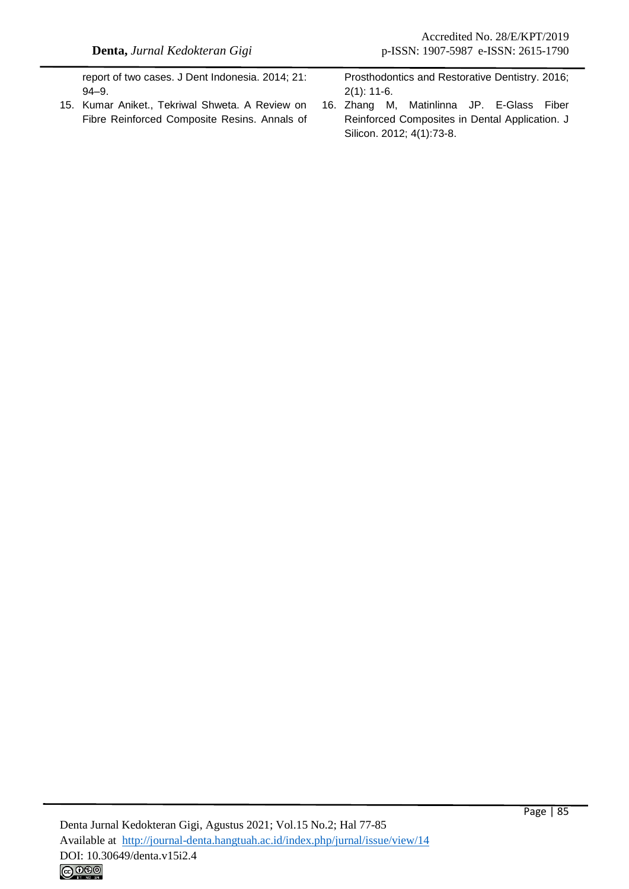report of two cases. J Dent Indonesia. 2014; 21: 94–9.

15. Kumar Aniket., Tekriwal Shweta. A Review on Fibre Reinforced Composite Resins. Annals of Prosthodontics and Restorative Dentistry. 2016; 2(1): 11-6.
16. Zhang M, Matinlinna JP. E-Glass Fiber Reinforced Composites in Dental Application. J Silicon. 2012; 4(1):73-8.